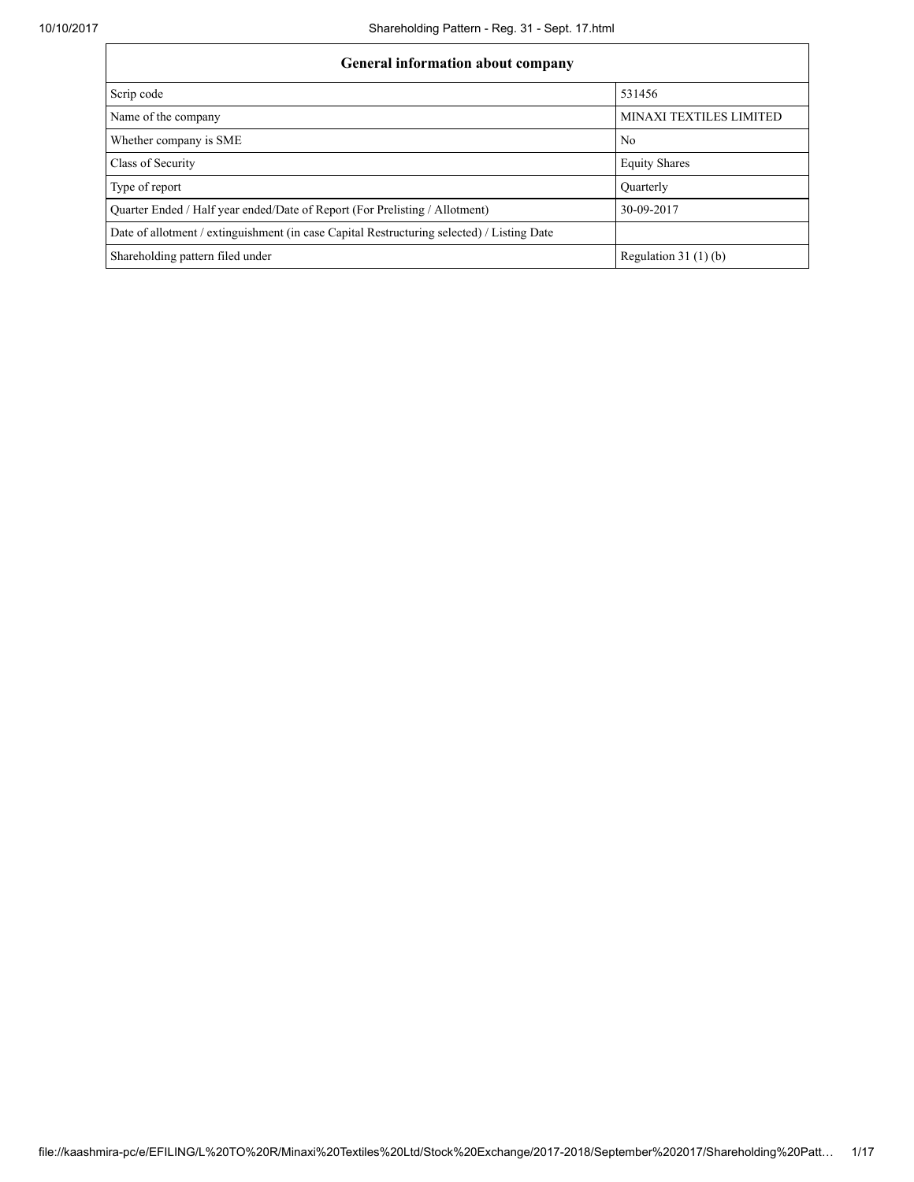| General information about company | |
|---|---|
| Scrip code | 531456 |
| Name of the company | MINAXI TEXTILES LIMITED |
| Whether company is SME | No |
| Class of Security | Equity Shares |
| Type of report | Quarterly |
| Quarter Ended / Half year ended/Date of Report (For Prelisting / Allotment) | 30-09-2017 |
| Date of allotment / extinguishment (in case Capital Restructuring selected) / Listing Date | |
| Shareholding pattern filed under | Regulation 31 (1) (b) |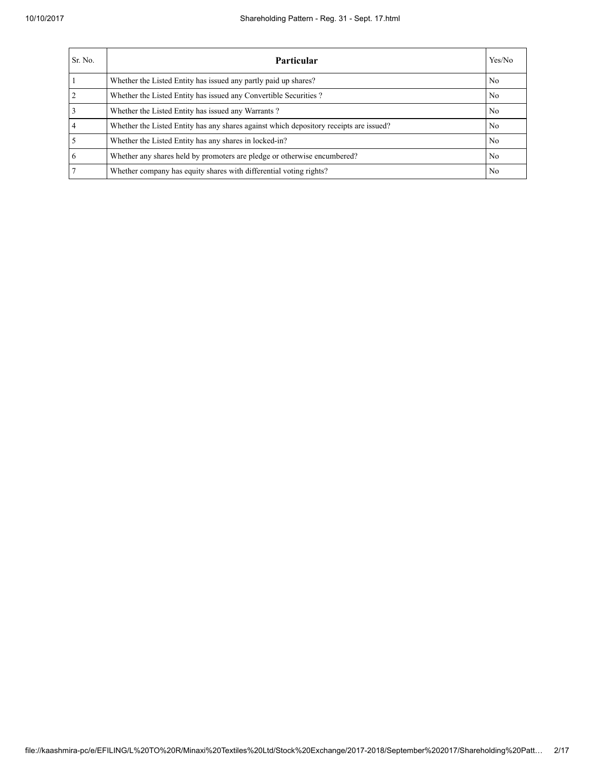| Sr. No. | Particular | Yes/No |
| --- | --- | --- |
| 1 | Whether the Listed Entity has issued any partly paid up shares? | No |
| 2 | Whether the Listed Entity has issued any Convertible Securities ? | No |
| 3 | Whether the Listed Entity has issued any Warrants ? | No |
| 4 | Whether the Listed Entity has any shares against which depository receipts are issued? | No |
| 5 | Whether the Listed Entity has any shares in locked-in? | No |
| 6 | Whether any shares held by promoters are pledge or otherwise encumbered? | No |
| 7 | Whether company has equity shares with differential voting rights? | No |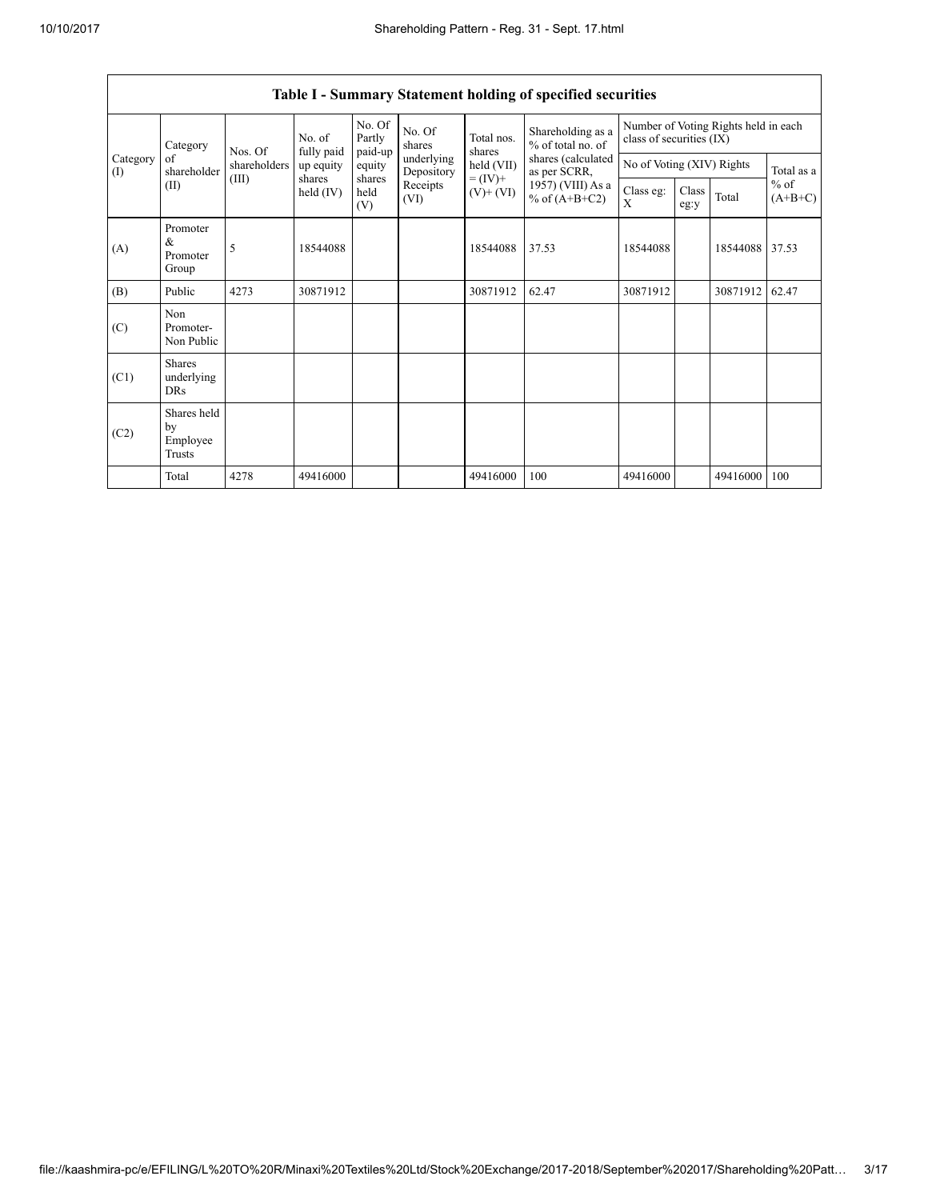## Table I - Summary Statement holding of specified securities

| Category (I) | Category of shareholder (II) | Nos. Of shareholders (III) | No. of fully paid up equity shares held (IV) | No. Of Partly paid-up equity shares held (V) | No. Of shares underlying Depository Receipts (VI) | Total nos. shares held (VII) = (IV)+ (V)+ (VI) | Shareholding as a % of total no. of shares (calculated as per SCRR, 1957) (VIII) As a % of (A+B+C2) | Number of Voting Rights held in each class of securities (IX) | | | |
|---|---|---|---|---|---|---|---|---|---|---|---|
| | | | | | | | | No of Voting (XIV) Rights | | | Total as a % of (A+B+C) |
| | | | | | | | | Class eg: X | Class eg:y | Total | |
| (A) | Promoter & Promoter Group | 5 | 18544088 | | | 18544088 | 37.53 | 18544088 | | 18544088 | 37.53 |
| (B) | Public | 4273 | 30871912 | | | 30871912 | 62.47 | 30871912 | | 30871912 | 62.47 |
| (C) | Non Promoter- Non Public | | | | | | | | | | |
| (C1) | Shares underlying DRs | | | | | | | | | | |
| (C2) | Shares held by Employee Trusts | | | | | | | | | | |
| | Total | 4278 | 49416000 | | | 49416000 | 100 | 49416000 | | 49416000 | 100 |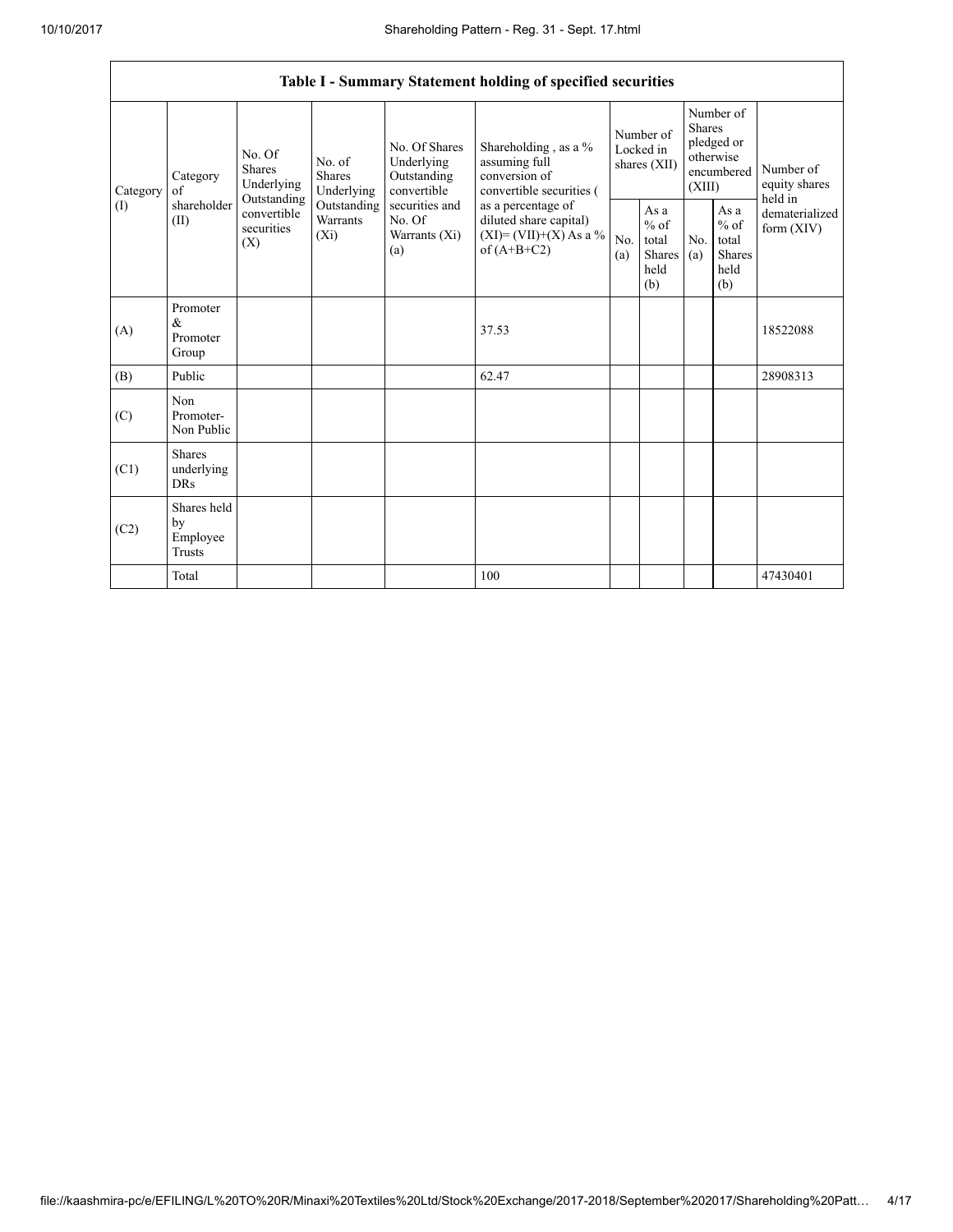| Table I - Summary Statement holding of specified securities | | | | | | | | | | |
|---|---|---|---|---|---|---|---|---|---|---|
| Category (I) | Category of shareholder (II) | No. Of Shares Underlying Outstanding convertible securities (X) | No. of Shares Underlying Outstanding Warrants (Xi) | No. Of Shares Underlying Outstanding convertible securities and No. Of Warrants (Xi) (a) | Shareholding , as a % assuming full conversion of convertible securities ( as a percentage of diluted share capital) (XI)= (VII)+(X) As a % of (A+B+C2) | Number of Locked in shares (XII) | | Number of Shares pledged or otherwise encumbered (XIII) | | Number of equity shares held in dematerialized form (XIV) |
| | | | | | | No. (a) | As a % of total Shares held (b) | No. (a) | As a % of total Shares held (b) | |
| (A) | Promoter & Promoter Group | | | | 37.53 | | | | | 18522088 |
| (B) | Public | | | | 62.47 | | | | | 28908313 |
| (C) | Non Promoter- Non Public | | | | | | | | | |
| (C1) | Shares underlying DRs | | | | | | | | | |
| (C2) | Shares held by Employee Trusts | | | | | | | | | |
| | Total | | | | 100 | | | | | 47430401 |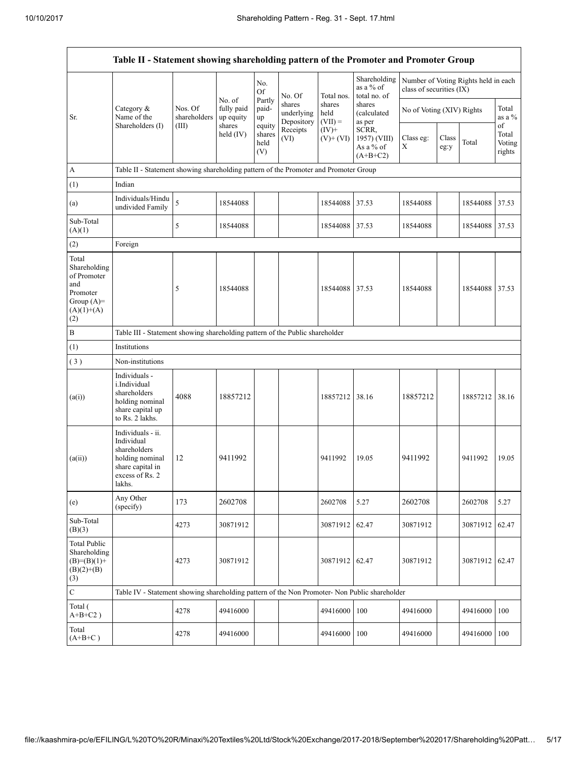| Table II - Statement showing shareholding pattern of the Promoter and Promoter Group | | | | | | | | | | | |
|---|---|---|---|---|---|---|---|---|---|---|---|
| Sr. | Category & Name of the Shareholders (I) | Nos. Of shareholders (III) | No. of fully paid up equity shares held (IV) | No. Of Partly paid-up equity shares held (V) | No. Of shares underlying Depository Receipts (VI) | Total nos. shares held (VII) = (IV)+ (V)+ (VI) | Shareholding as a % of total no. of shares (calculated as per SCRR, 1957) (VIII) As a % of (A+B+C2) | Number of Voting Rights held in each class of securities (IX) | | | |
| | | | | | | | | No of Voting (XIV) Rights | | | Total as a % of Total Voting rights |
| | | | | | | | | Class eg: X | Class eg:y | Total | |
| A | Table II - Statement showing shareholding pattern of the Promoter and Promoter Group | | | | | | | | | | |
| (1) | Indian | | | | | | | | | | |
| (a) | Individuals/Hindu undivided Family | 5 | 18544088 | | | 18544088 | 37.53 | 18544088 | | 18544088 | 37.53 |
| Sub-Total (A)(1) | | 5 | 18544088 | | | 18544088 | 37.53 | 18544088 | | 18544088 | 37.53 |
| (2) | Foreign | | | | | | | | | | |
| Total Shareholding of Promoter and Promoter Group (A)= (A)(1)+(A)(2) | | 5 | 18544088 | | | 18544088 | 37.53 | 18544088 | | 18544088 | 37.53 |
| B | Table III - Statement showing shareholding pattern of the Public shareholder | | | | | | | | | | |
| (1) | Institutions | | | | | | | | | | |
| (3) | Non-institutions | | | | | | | | | | |
| (a(i)) | Individuals - i.Individual shareholders holding nominal share capital up to Rs. 2 lakhs. | 4088 | 18857212 | | | 18857212 | 38.16 | 18857212 | | 18857212 | 38.16 |
| (a(ii)) | Individuals - ii. Individual shareholders holding nominal share capital in excess of Rs. 2 lakhs. | 12 | 9411992 | | | 9411992 | 19.05 | 9411992 | | 9411992 | 19.05 |
| (e) | Any Other (specify) | 173 | 2602708 | | | 2602708 | 5.27 | 2602708 | | 2602708 | 5.27 |
| Sub-Total (B)(3) | | 4273 | 30871912 | | | 30871912 | 62.47 | 30871912 | | 30871912 | 62.47 |
| Total Public Shareholding (B)=(B)(1)+(B)(2)+(B)(3) | | 4273 | 30871912 | | | 30871912 | 62.47 | 30871912 | | 30871912 | 62.47 |
| C | Table IV - Statement showing shareholding pattern of the Non Promoter- Non Public shareholder | | | | | | | | | | |
| Total ( A+B+C2 ) | | 4278 | 49416000 | | | 49416000 | 100 | 49416000 | | 49416000 | 100 |
| Total (A+B+C ) | | 4278 | 49416000 | | | 49416000 | 100 | 49416000 | | 49416000 | 100 |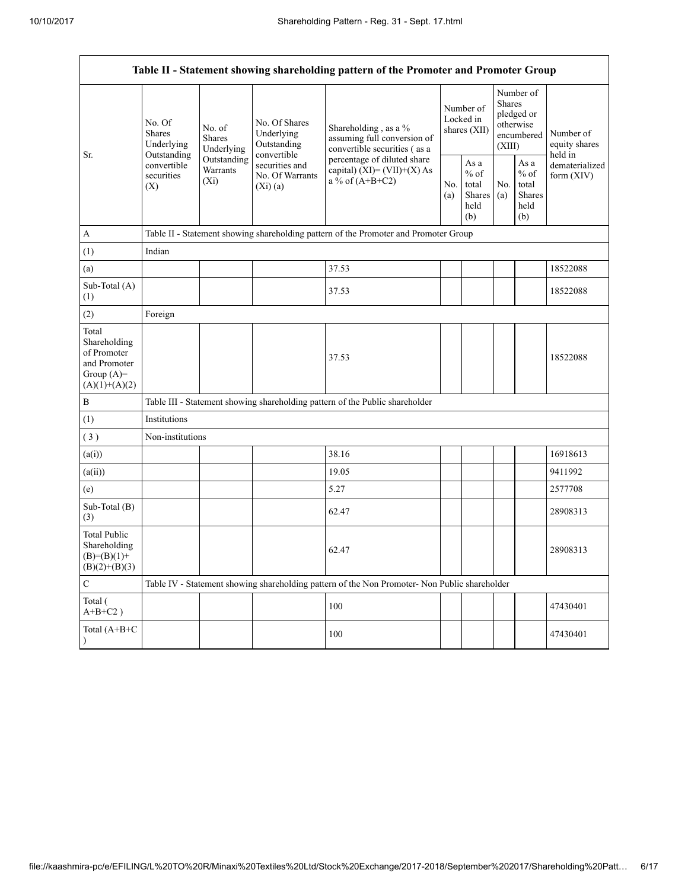| Table II - Statement showing shareholding pattern of the Promoter and Promoter Group | | | | | | | | | |
|---|---|---|---|---|---|---|---|---|---|
| Sr. | No. Of Shares Underlying Outstanding convertible securities (X) | No. of Shares Underlying Outstanding Warrants (Xi) | No. Of Shares Underlying Outstanding convertible securities and No. Of Warrants (Xi) (a) | Shareholding , as a % assuming full conversion of convertible securities ( as a percentage of diluted share capital) (XI)= (VII)+(X) As a % of (A+B+C2) | Number of Locked in shares (XII) | | Number of Shares pledged or otherwise encumbered (XIII) | | Number of equity shares held in dematerialized form (XIV) |
| | | | | | No. (a) | As a % of total Shares held (b) | No. (a) | As a % of total Shares held (b) | |
| A | Table II - Statement showing shareholding pattern of the Promoter and Promoter Group | | | | | | | | |
| (1) | Indian | | | | | | | | |
| (a) | | | | 37.53 | | | | | 18522088 |
| Sub-Total (A) (1) | | | | 37.53 | | | | | 18522088 |
| (2) | Foreign | | | | | | | | |
| Total Shareholding of Promoter and Promoter Group (A)= (A)(1)+(A)(2) | | | | 37.53 | | | | | 18522088 |
| B | Table III - Statement showing shareholding pattern of the Public shareholder | | | | | | | | |
| (1) | Institutions | | | | | | | | |
| ( 3 ) | Non-institutions | | | | | | | | |
| (a(i)) | | | | 38.16 | | | | | 16918613 |
| (a(ii)) | | | | 19.05 | | | | | 9411992 |
| (e) | | | | 5.27 | | | | | 2577708 |
| Sub-Total (B) (3) | | | | 62.47 | | | | | 28908313 |
| Total Public Shareholding (B)=(B)(1)+(B)(2)+(B)(3) | | | | 62.47 | | | | | 28908313 |
| C | Table IV - Statement showing shareholding pattern of the Non Promoter- Non Public shareholder | | | | | | | | |
| Total ( A+B+C2 ) | | | | 100 | | | | | 47430401 |
| Total (A+B+C ) | | | | 100 | | | | | 47430401 |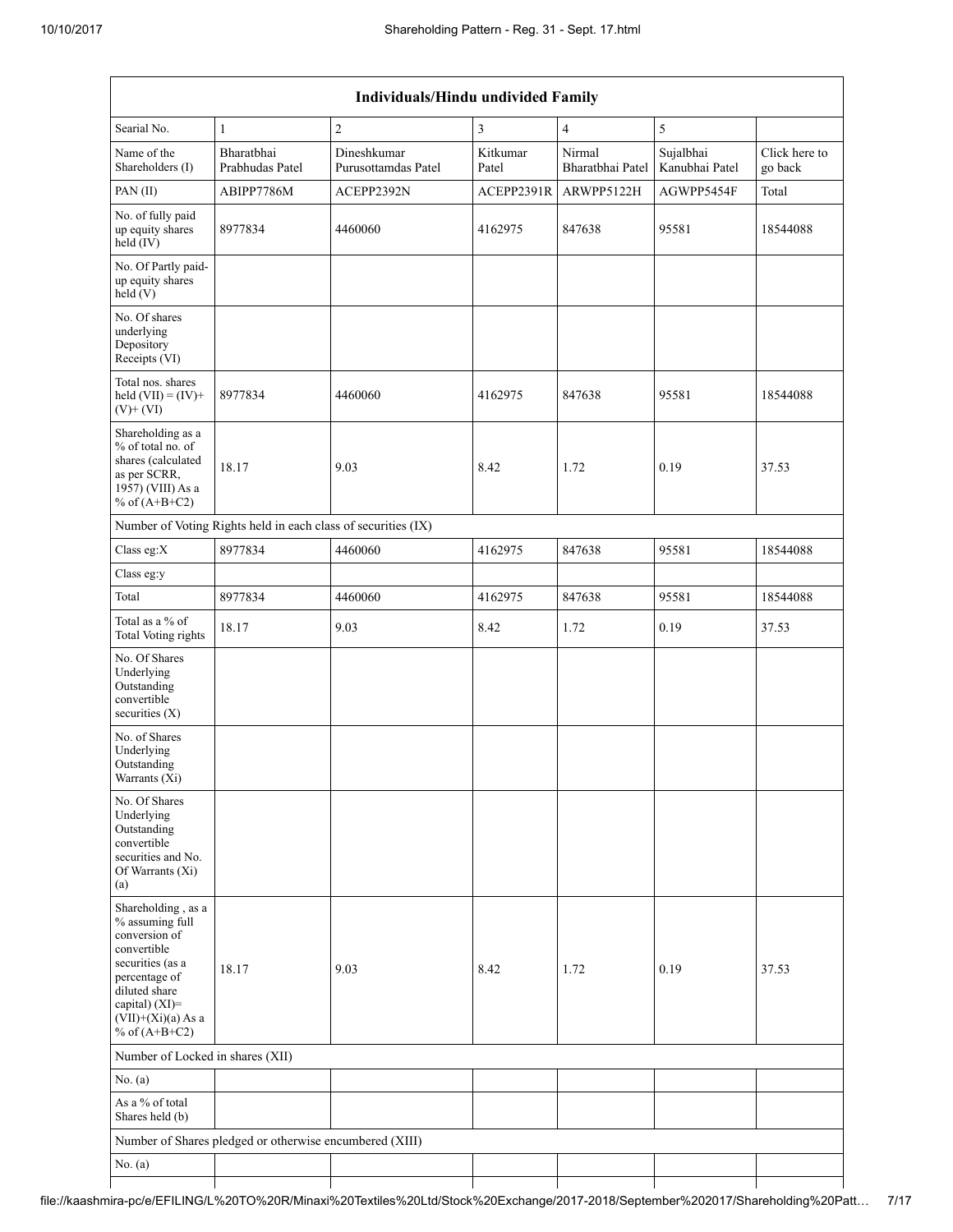| Individuals/Hindu undivided Family | | | | | | |
|---|---|---|---|---|---|---|
| Searial No. | 1 | 2 | 3 | 4 | 5 | |
| Name of the Shareholders (I) | Bharatbhai Prabhudas Patel | Dineshkumar Purusottamdas Patel | Kitkumar Patel | Nirmal Bharatbhai Patel | Sujalbhai Kanubhai Patel | Click here to go back |
| PAN (II) | ABIPP7786M | ACEPP2392N | ACEPP2391R | ARWPP5122H | AGWPP5454F | Total |
| No. of fully paid up equity shares held (IV) | 8977834 | 4460060 | 4162975 | 847638 | 95581 | 18544088 |
| No. Of Partly paid-up equity shares held (V) | | | | | | |
| No. Of shares underlying Depository Receipts (VI) | | | | | | |
| Total nos. shares held (VII) = (IV)+ (V)+ (VI) | 8977834 | 4460060 | 4162975 | 847638 | 95581 | 18544088 |
| Shareholding as a % of total no. of shares (calculated as per SCRR, 1957) (VIII) As a % of (A+B+C2) | 18.17 | 9.03 | 8.42 | 1.72 | 0.19 | 37.53 |
| Number of Voting Rights held in each class of securities (IX) | | | | | | |
| Class eg:X | 8977834 | 4460060 | 4162975 | 847638 | 95581 | 18544088 |
| Class eg:y | | | | | | |
| Total | 8977834 | 4460060 | 4162975 | 847638 | 95581 | 18544088 |
| Total as a % of Total Voting rights | 18.17 | 9.03 | 8.42 | 1.72 | 0.19 | 37.53 |
| No. Of Shares Underlying Outstanding convertible securities (X) | | | | | | |
| No. of Shares Underlying Outstanding Warrants (Xi) | | | | | | |
| No. Of Shares Underlying Outstanding convertible securities and No. Of Warrants (Xi) (a) | | | | | | |
| Shareholding , as a % assuming full conversion of convertible securities (as a percentage of diluted share capital) (XI)= (VII)+(Xi)(a) As a % of (A+B+C2) | 18.17 | 9.03 | 8.42 | 1.72 | 0.19 | 37.53 |
| Number of Locked in shares (XII) | | | | | | |
| No. (a) | | | | | | |
| As a % of total Shares held (b) | | | | | | |
| Number of Shares pledged or otherwise encumbered (XIII) | | | | | | |
| No. (a) | | | | | | |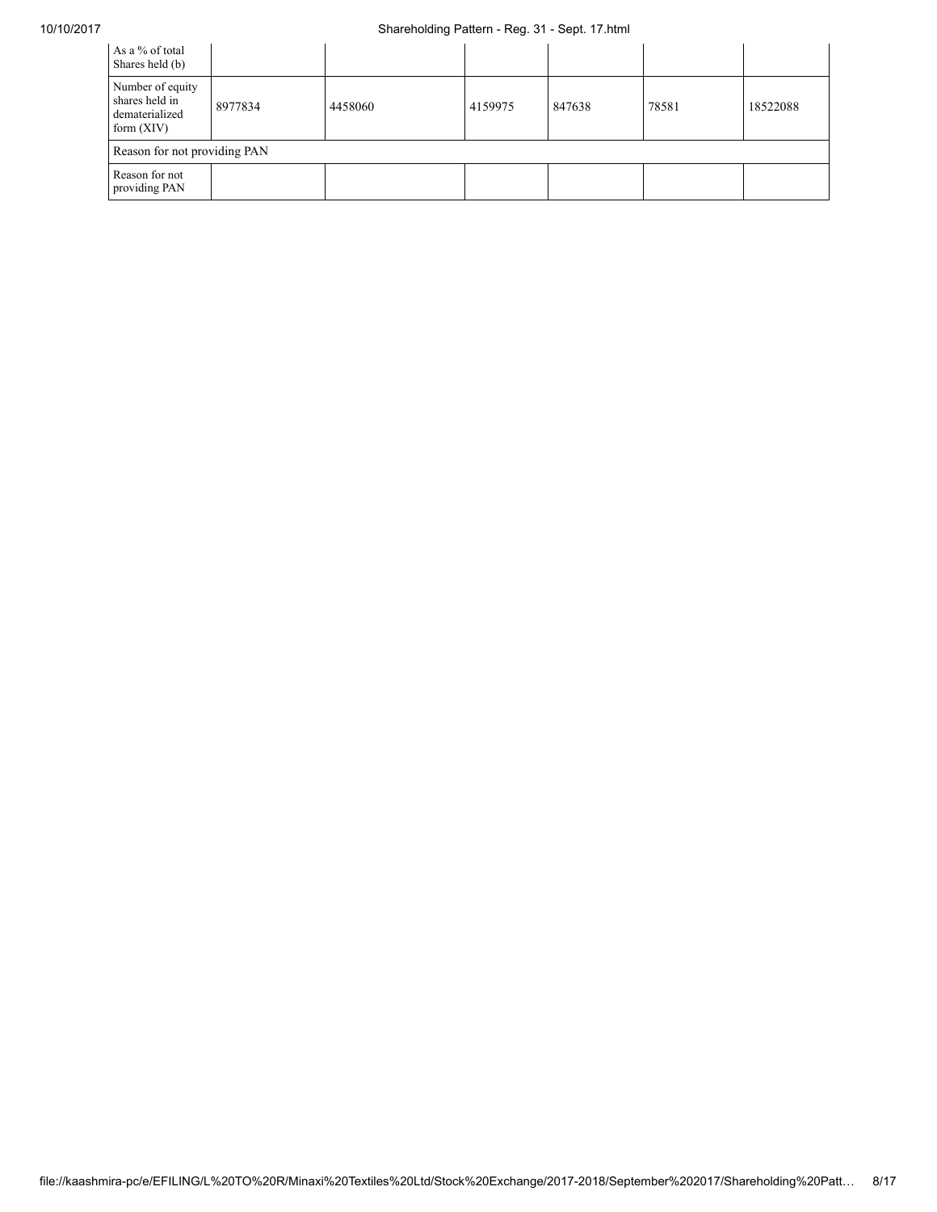| | | | | | | |
|---|---|---|---|---|---|---|
| As a % of total Shares held (b) | | | | | | |
| Number of equity shares held in dematerialized form (XIV) | 8977834 | 4458060 | 4159975 | 847638 | 78581 | 18522088 |
| Reason for not providing PAN | | | | | | |
| Reason for not providing PAN | | | | | | |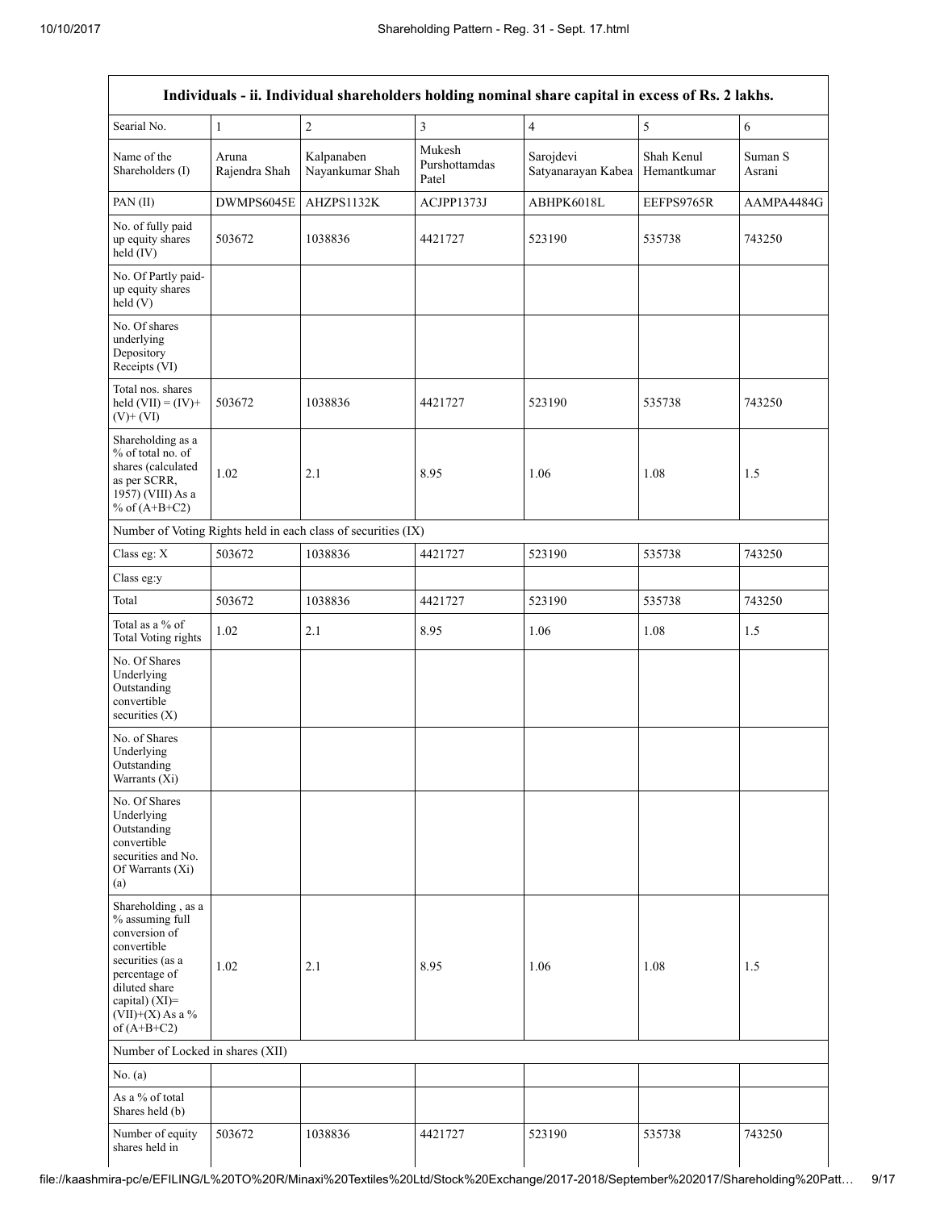| Individuals - ii. Individual shareholders holding nominal share capital in excess of Rs. 2 lakhs. | | | | | | |
|---|---|---|---|---|---|---|
| Searial No. | 1 | 2 | 3 | 4 | 5 | 6 |
| Name of the Shareholders (I) | Aruna Rajendra Shah | Kalpanaben Nayankumar Shah | Mukesh Purshottamdas Patel | Sarojdevi Satyanarayan Kabea | Shah Kenul Hemantkumar | Suman S Asrani |
| PAN (II) | DWMPS6045E | AHZPS1132K | ACJPP1373J | ABHPK6018L | EEFPS9765R | AAMPA4484G |
| No. of fully paid up equity shares held (IV) | 503672 | 1038836 | 4421727 | 523190 | 535738 | 743250 |
| No. Of Partly paid-up equity shares held (V) | | | | | | |
| No. Of shares underlying Depository Receipts (VI) | | | | | | |
| Total nos. shares held (VII) = (IV)+(V)+ (VI) | 503672 | 1038836 | 4421727 | 523190 | 535738 | 743250 |
| Shareholding as a % of total no. of shares (calculated as per SCRR, 1957) (VIII) As a % of (A+B+C2) | 1.02 | 2.1 | 8.95 | 1.06 | 1.08 | 1.5 |
| Number of Voting Rights held in each class of securities (IX) | | | | | | |
| Class eg: X | 503672 | 1038836 | 4421727 | 523190 | 535738 | 743250 |
| Class eg:y | | | | | | |
| Total | 503672 | 1038836 | 4421727 | 523190 | 535738 | 743250 |
| Total as a % of Total Voting rights | 1.02 | 2.1 | 8.95 | 1.06 | 1.08 | 1.5 |
| No. Of Shares Underlying Outstanding convertible securities (X) | | | | | | |
| No. of Shares Underlying Outstanding Warrants (Xi) | | | | | | |
| No. Of Shares Underlying Outstanding convertible securities and No. Of Warrants (Xi) (a) | | | | | | |
| Shareholding , as a % assuming full conversion of convertible securities (as a percentage of diluted share capital) (XI)= (VII)+(X) As a % of (A+B+C2) | 1.02 | 2.1 | 8.95 | 1.06 | 1.08 | 1.5 |
| Number of Locked in shares (XII) | | | | | | |
| No. (a) | | | | | | |
| As a % of total Shares held (b) | | | | | | |
| Number of equity shares held in | 503672 | 1038836 | 4421727 | 523190 | 535738 | 743250 |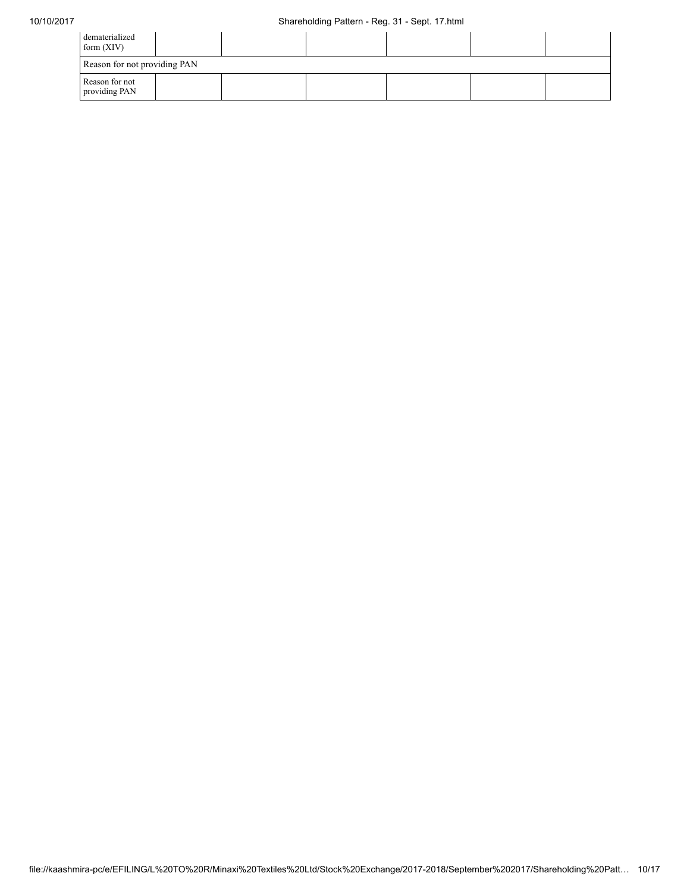| dematerialized form (XIV) | | | | | | |
|---|---|---|---|---|---|---|
| Reason for not providing PAN | | | | | | |
| Reason for not providing PAN | | | | | | |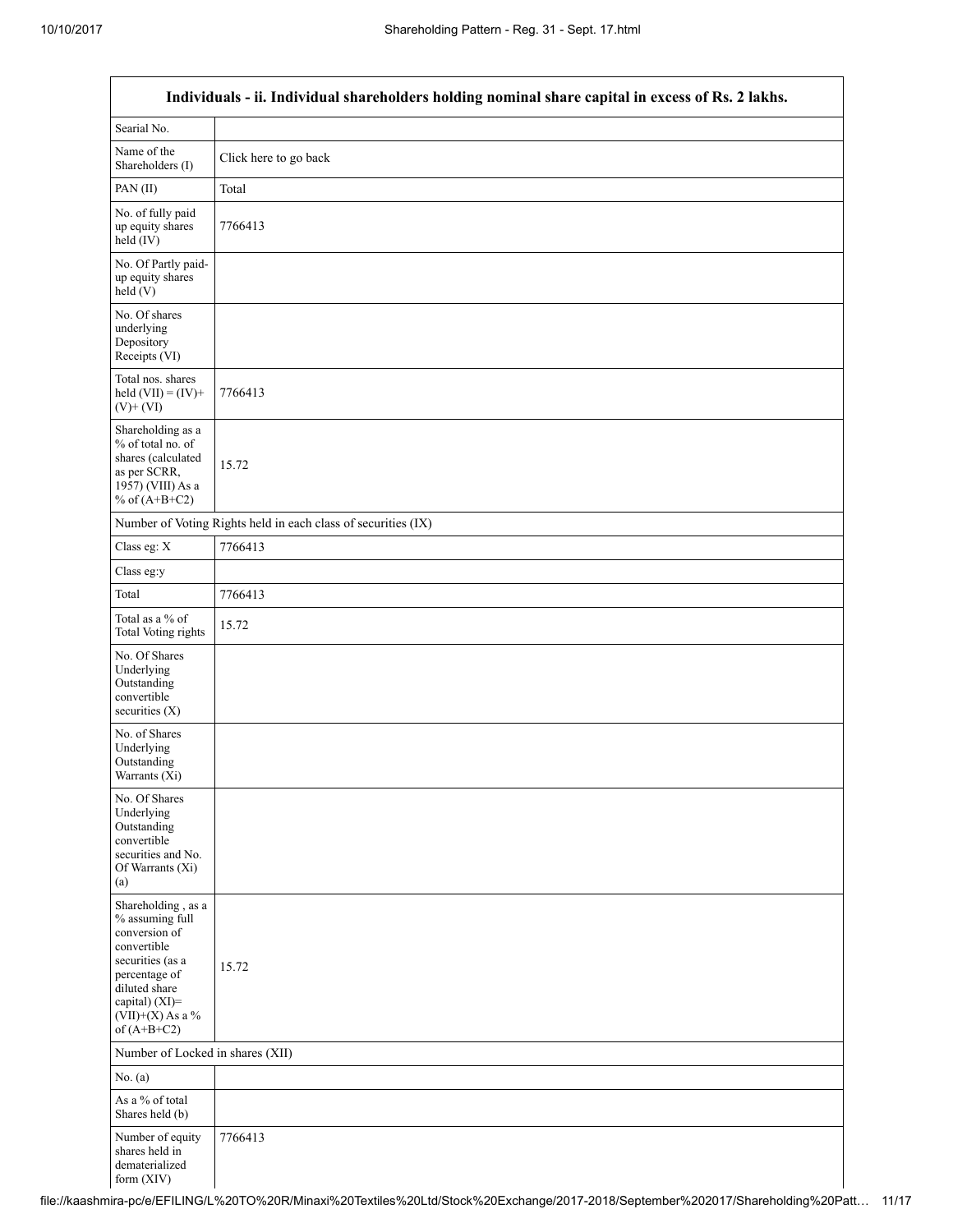| Individuals - ii. Individual shareholders holding nominal share capital in excess of Rs. 2 lakhs. | |
|---|---|
| Searial No. | |
| Name of the Shareholders (I) | Click here to go back |
| PAN (II) | Total |
| No. of fully paid up equity shares held (IV) | 7766413 |
| No. Of Partly paid-up equity shares held (V) | |
| No. Of shares underlying Depository Receipts (VI) | |
| Total nos. shares held (VII) = (IV)+ (V)+ (VI) | 7766413 |
| Shareholding as a % of total no. of shares (calculated as per SCRR, 1957) (VIII) As a % of (A+B+C2) | 15.72 |
| Number of Voting Rights held in each class of securities (IX) | |
| Class eg: X | 7766413 |
| Class eg:y | |
| Total | 7766413 |
| Total as a % of Total Voting rights | 15.72 |
| No. Of Shares Underlying Outstanding convertible securities (X) | |
| No. of Shares Underlying Outstanding Warrants (Xi) | |
| No. Of Shares Underlying Outstanding convertible securities and No. Of Warrants (Xi) (a) | |
| Shareholding , as a % assuming full conversion of convertible securities (as a percentage of diluted share capital) (XI)= (VII)+(X) As a % of (A+B+C2) | 15.72 |
| Number of Locked in shares (XII) | |
| No. (a) | |
| As a % of total Shares held (b) | |
| Number of equity shares held in dematerialized form (XIV) | 7766413 |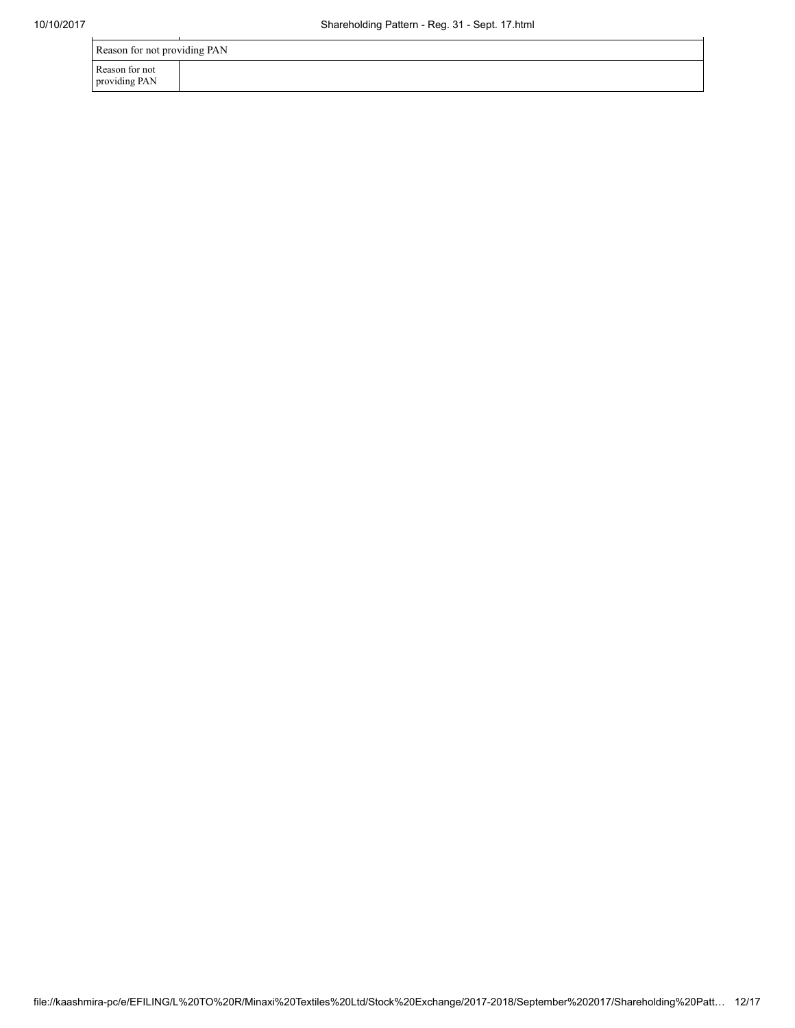| Reason for not providing PAN | |
|---|---|
| Reason for not providing PAN | |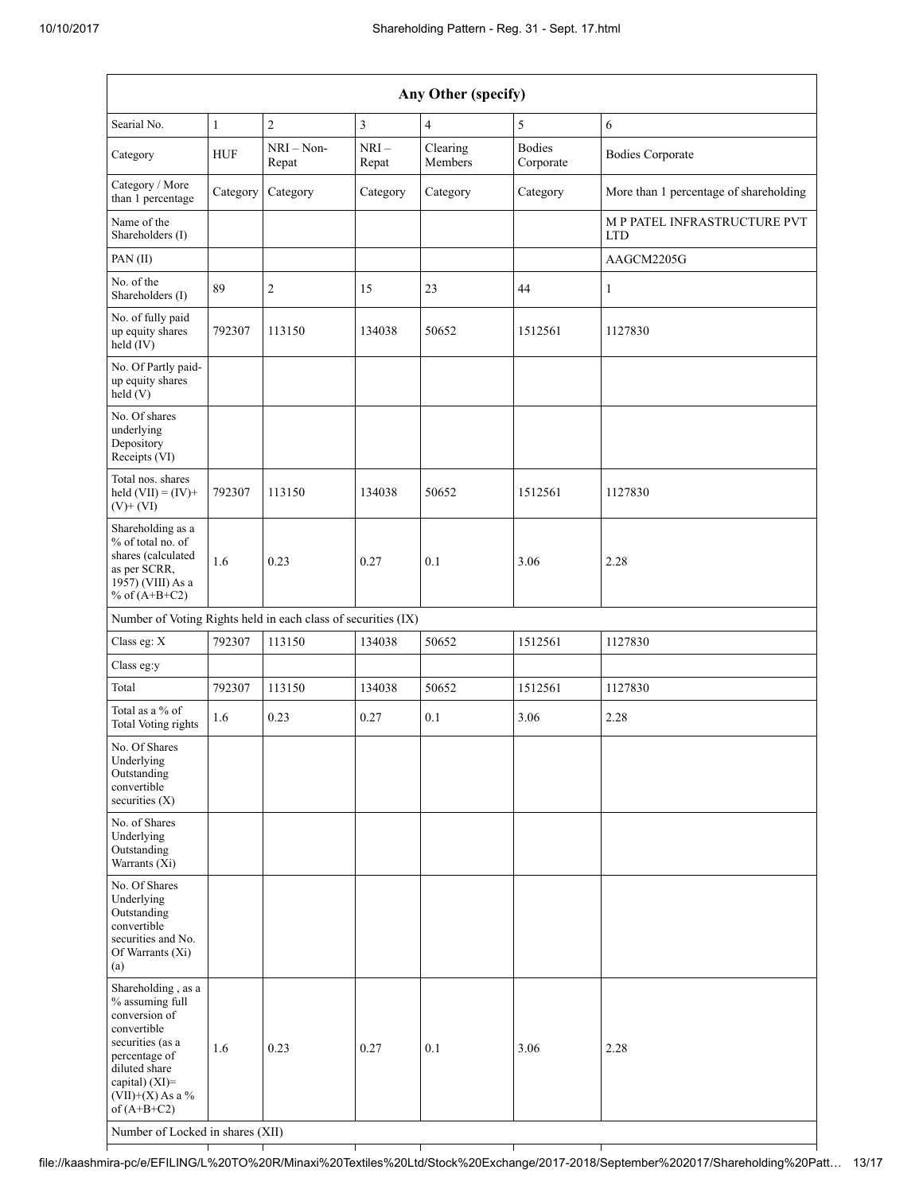| Any Other (specify) | | | | | | |
|---|---|---|---|---|---|---|
| Searial No. | 1 | 2 | 3 | 4 | 5 | 6 |
| Category | HUF | NRI – Non-Repat | NRI – Repat | Clearing Members | Bodies Corporate | Bodies Corporate |
| Category / More than 1 percentage | Category | Category | Category | Category | Category | More than 1 percentage of shareholding |
| Name of the Shareholders (I) | | | | | | M P PATEL INFRASTRUCTURE PVT LTD |
| PAN (II) | | | | | | AAGCM2205G |
| No. of the Shareholders (I) | 89 | 2 | 15 | 23 | 44 | 1 |
| No. of fully paid up equity shares held (IV) | 792307 | 113150 | 134038 | 50652 | 1512561 | 1127830 |
| No. Of Partly paid-up equity shares held (V) | | | | | | |
| No. Of shares underlying Depository Receipts (VI) | | | | | | |
| Total nos. shares held (VII) = (IV)+ (V)+ (VI) | 792307 | 113150 | 134038 | 50652 | 1512561 | 1127830 |
| Shareholding as a % of total no. of shares (calculated as per SCRR, 1957) (VIII) As a % of (A+B+C2) | 1.6 | 0.23 | 0.27 | 0.1 | 3.06 | 2.28 |
| Number of Voting Rights held in each class of securities (IX) | | | | | | |
| Class eg: X | 792307 | 113150 | 134038 | 50652 | 1512561 | 1127830 |
| Class eg:y | | | | | | |
| Total | 792307 | 113150 | 134038 | 50652 | 1512561 | 1127830 |
| Total as a % of Total Voting rights | 1.6 | 0.23 | 0.27 | 0.1 | 3.06 | 2.28 |
| No. Of Shares Underlying Outstanding convertible securities (X) | | | | | | |
| No. of Shares Underlying Outstanding Warrants (Xi) | | | | | | |
| No. Of Shares Underlying Outstanding convertible securities and No. Of Warrants (Xi) (a) | | | | | | |
| Shareholding , as a % assuming full conversion of convertible securities (as a percentage of diluted share capital) (XI)= (VII)+(X) As a % of (A+B+C2) | 1.6 | 0.23 | 0.27 | 0.1 | 3.06 | 2.28 |
| Number of Locked in shares (XII) | | | | | | |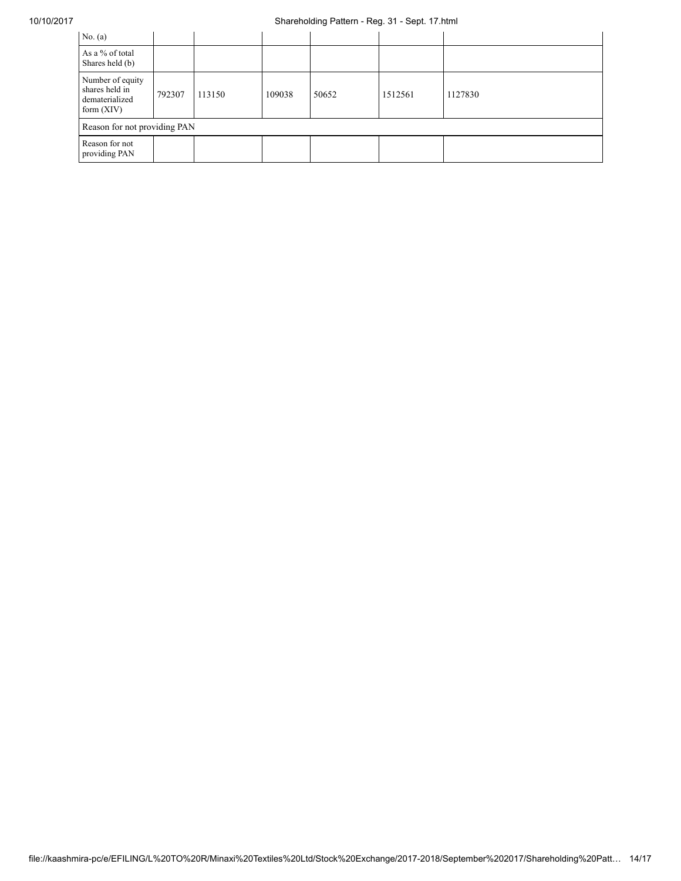| No. (a) | | | | | | |
|---|---|---|---|---|---|---|
| As a % of total Shares held (b) | | | | | | |
| Number of equity shares held in dematerialized form (XIV) | 792307 | 113150 | 109038 | 50652 | 1512561 | 1127830 |
| Reason for not providing PAN | | | | | | |
| Reason for not providing PAN | | | | | | |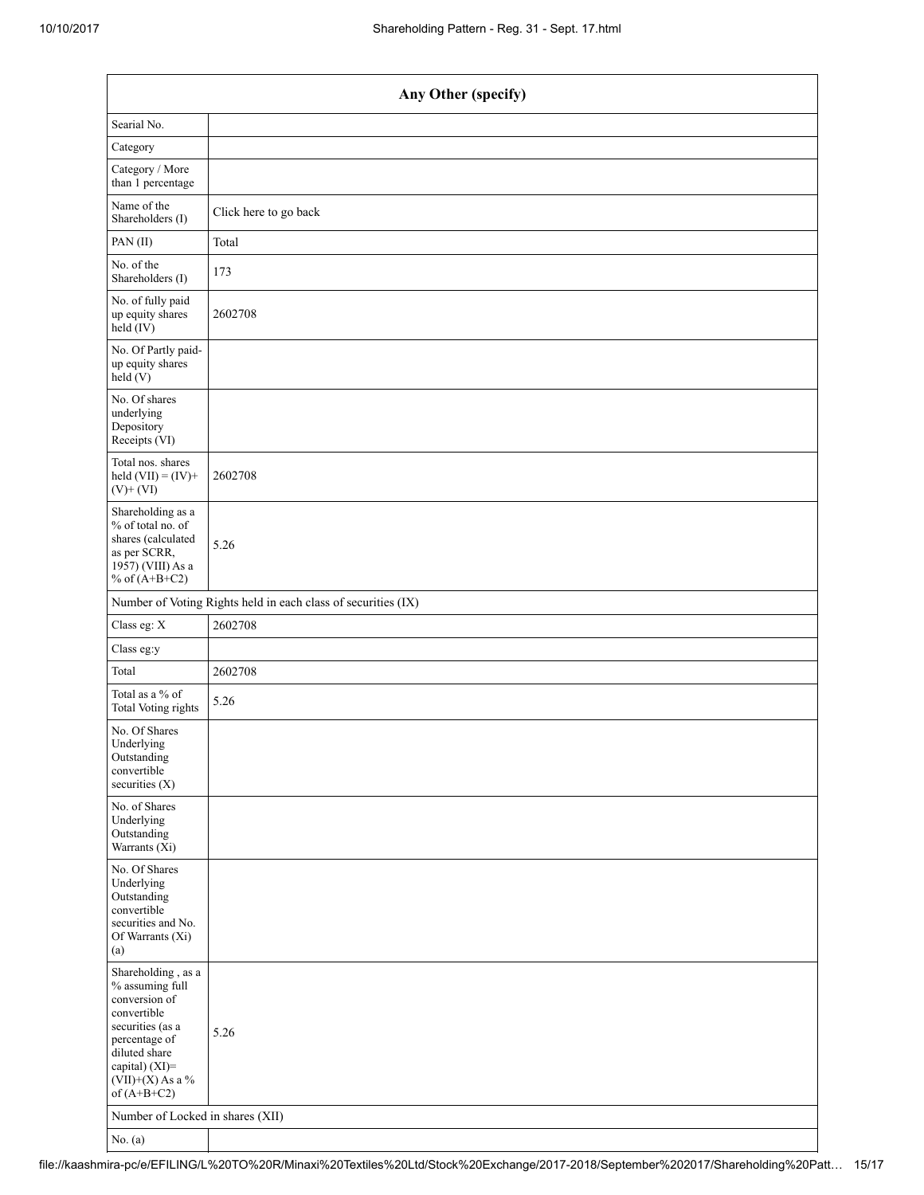| Any Other (specify) | |
|---|---|
| Searial No. | |
| Category | |
| Category / More than 1 percentage | |
| Name of the Shareholders (I) | Click here to go back |
| PAN (II) | Total |
| No. of the Shareholders (I) | 173 |
| No. of fully paid up equity shares held (IV) | 2602708 |
| No. Of Partly paid-up equity shares held (V) | |
| No. Of shares underlying Depository Receipts (VI) | |
| Total nos. shares held (VII) = (IV)+ (V)+ (VI) | 2602708 |
| Shareholding as a % of total no. of shares (calculated as per SCRR, 1957) (VIII) As a % of (A+B+C2) | 5.26 |
| Number of Voting Rights held in each class of securities (IX) | |
| Class eg: X | 2602708 |
| Class eg:y | |
| Total | 2602708 |
| Total as a % of Total Voting rights | 5.26 |
| No. Of Shares Underlying Outstanding convertible securities (X) | |
| No. of Shares Underlying Outstanding Warrants (Xi) | |
| No. Of Shares Underlying Outstanding convertible securities and No. Of Warrants (Xi) (a) | |
| Shareholding , as a % assuming full conversion of convertible securities (as a percentage of diluted share capital) (XI)= (VII)+(X) As a % of (A+B+C2) | 5.26 |
| Number of Locked in shares (XII) | |
| No. (a) | |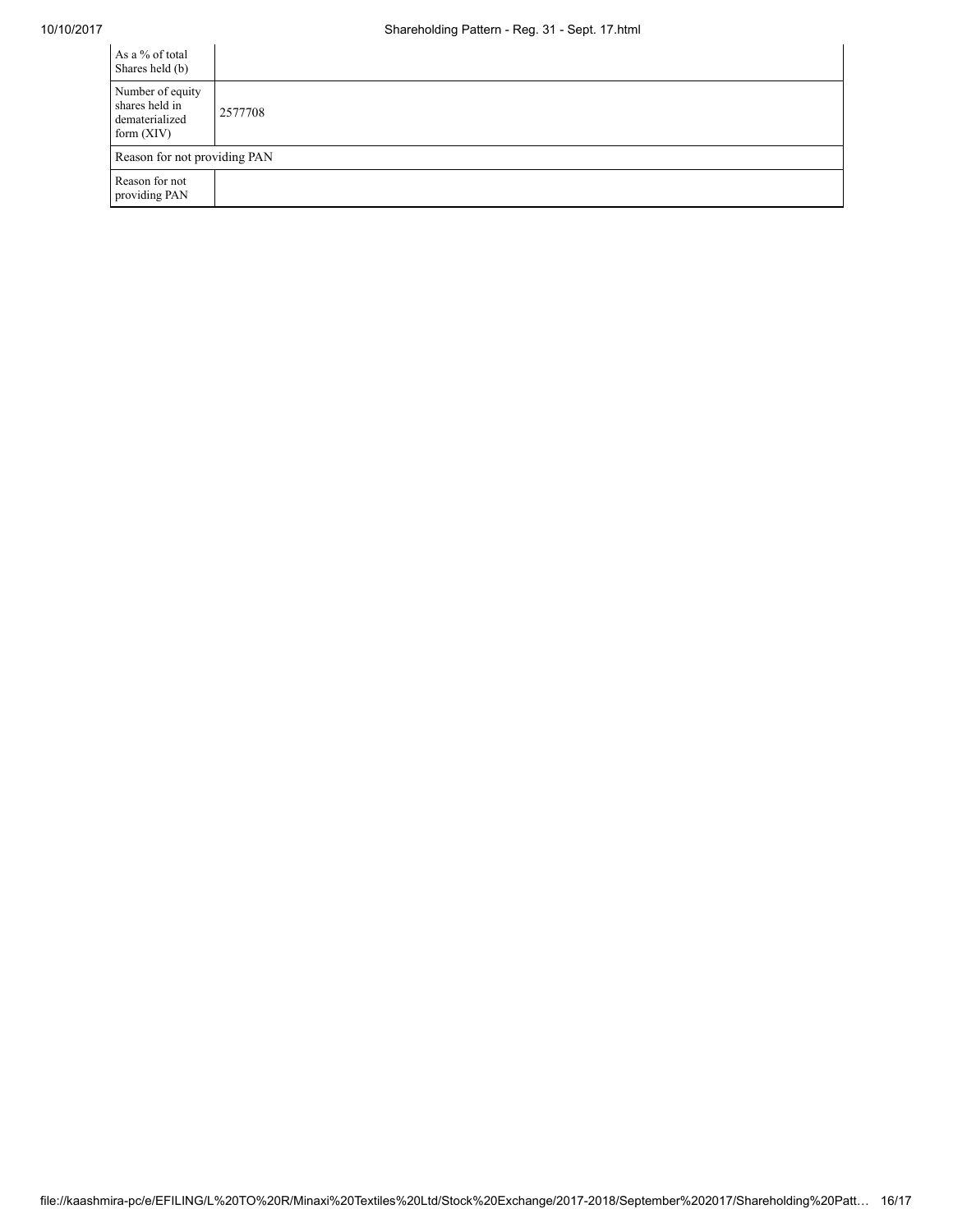| | |
|---|---|
| As a % of total Shares held (b) | |
| Number of equity shares held in dematerialized form (XIV) | 2577708 |
| Reason for not providing PAN | |
| Reason for not providing PAN | |